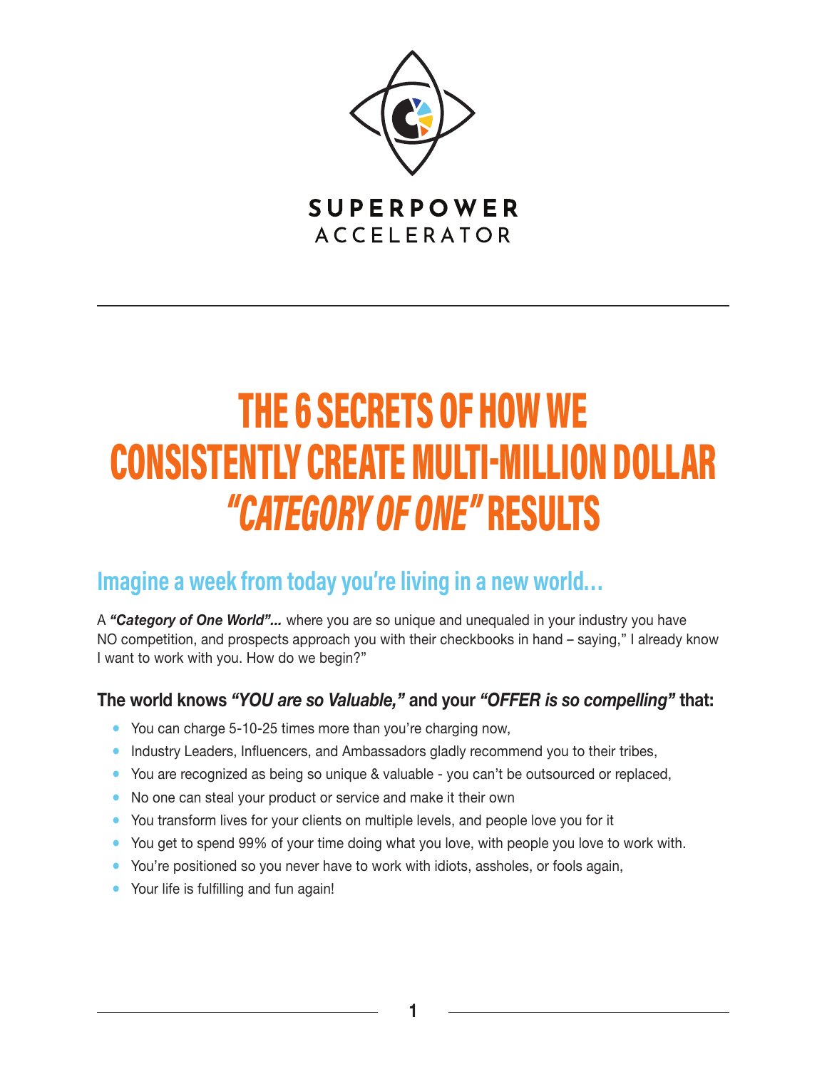SUPERPOWER
ACCELERATOR

# THE 6 SECRETS OF HOW WE CONSISTENTLY CREATE MULTI-MILLION DOLLAR *"CATEGORY OF ONE"* RESULTS

## Imagine a week from today you're living in a new world...

A ***"Category of One World"...*** where you are so unique and unequaled in your industry you have NO competition, and prospects approach you with their checkbooks in hand – saying," I already know I want to work with you. How do we begin?"

### The world knows *"YOU are so Valuable,"* and your *"OFFER is so compelling"* that:

- You can charge 5-10-25 times more than you're charging now,
- Industry Leaders, Influencers, and Ambassadors gladly recommend you to their tribes,
- You are recognized as being so unique & valuable - you can't be outsourced or replaced,
- No one can steal your product or service and make it their own
- You transform lives for your clients on multiple levels, and people love you for it
- You get to spend 99% of your time doing what you love, with people you love to work with.
- You're positioned so you never have to work with idiots, assholes, or fools again,
- Your life is fulfilling and fun again!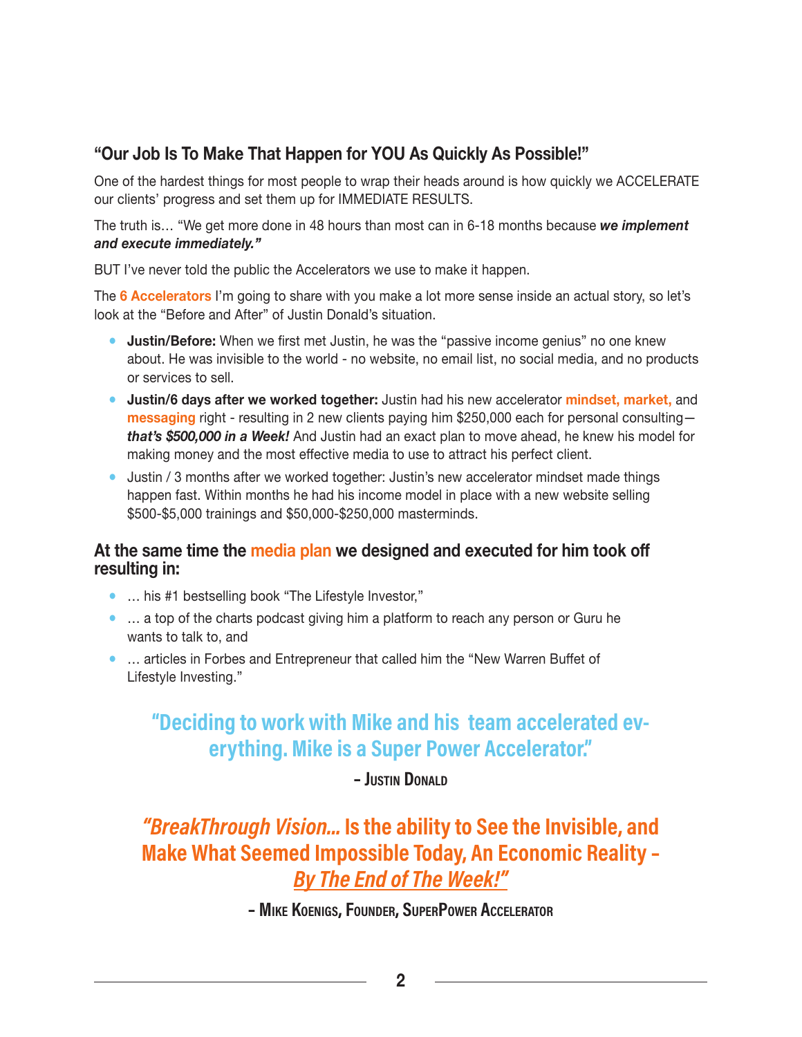## "Our Job Is To Make That Happen for YOU As Quickly As Possible!"

One of the hardest things for most people to wrap their heads around is how quickly we ACCELERATE our clients' progress and set them up for IMMEDIATE RESULTS.

The truth is… "We get more done in 48 hours than most can in 6-18 months because ***we implement and execute immediately."***

BUT I've never told the public the Accelerators we use to make it happen.

The **6 Accelerators** I'm going to share with you make a lot more sense inside an actual story, so let's look at the "Before and After" of Justin Donald's situation.

- **Justin/Before:** When we first met Justin, he was the "passive income genius" no one knew about. He was invisible to the world - no website, no email list, no social media, and no products or services to sell.
- **Justin/6 days after we worked together:** Justin had his new accelerator **mindset, market,** and **messaging** right - resulting in 2 new clients paying him $250,000 each for personal consulting— ***that's $500,000 in a Week!*** And Justin had an exact plan to move ahead, he knew his model for making money and the most effective media to use to attract his perfect client.
- Justin / 3 months after we worked together: Justin's new accelerator mindset made things happen fast. Within months he had his income model in place with a new website selling $500-$5,000 trainings and $50,000-$250,000 masterminds.

### At the same time the media plan we designed and executed for him took off resulting in:

- … his #1 bestselling book "The Lifestyle Investor,"
- … a top of the charts podcast giving him a platform to reach any person or Guru he wants to talk to, and
- … articles in Forbes and Entrepreneur that called him the "New Warren Buffet of Lifestyle Investing."

> **"Deciding to work with Mike and his team accelerated everything. Mike is a Super Power Accelerator."**
>
> **– Justin Donald**

> ***"BreakThrough Vision…*** **Is the ability to See the Invisible, and Make What Seemed Impossible Today, An Economic Reality –** ***By The End of The Week!"***
>
> **– Mike Koenigs, Founder, SuperPower Accelerator**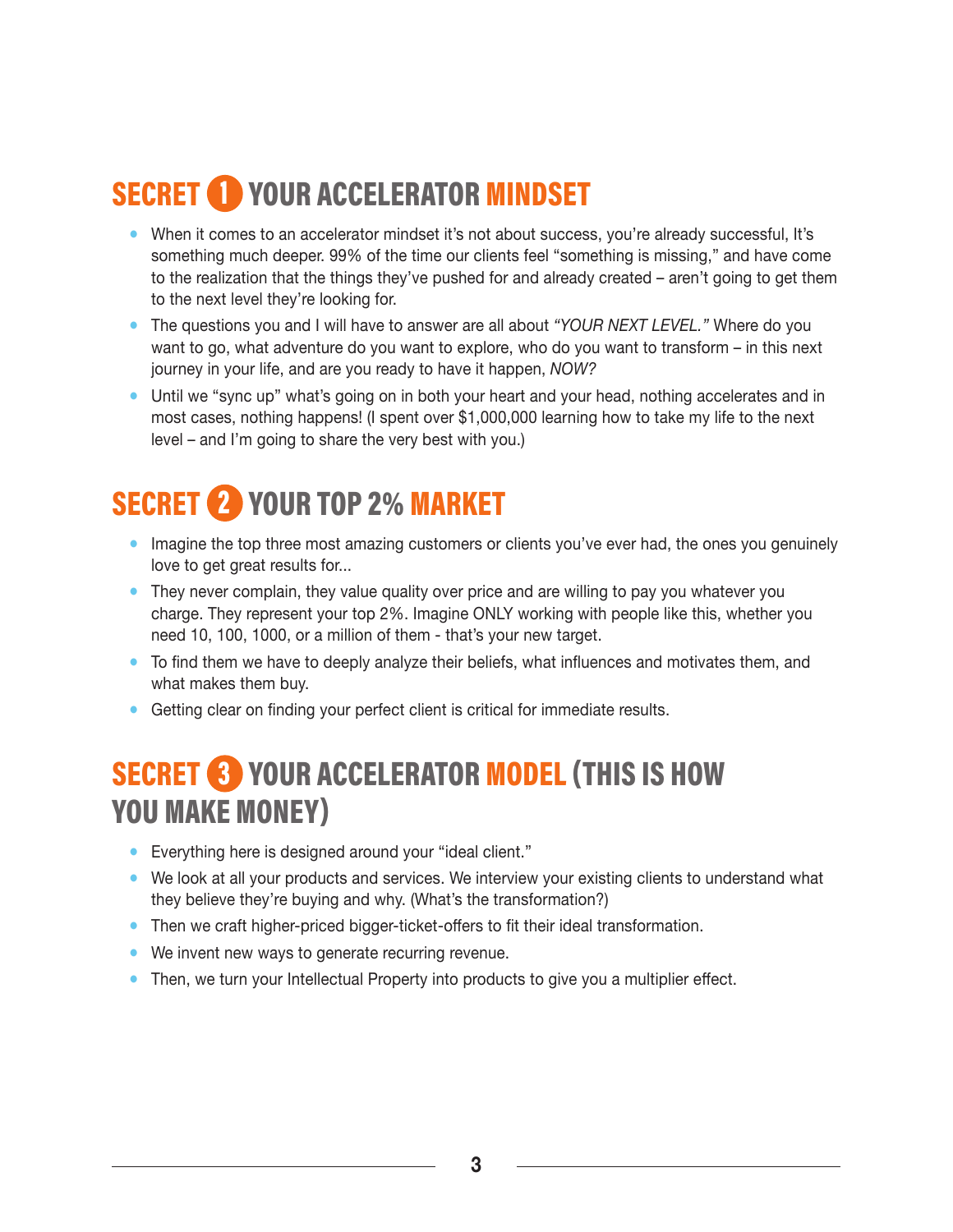## SECRET 1 YOUR ACCELERATOR MINDSET

- When it comes to an accelerator mindset it's not about success, you're already successful, It's something much deeper. 99% of the time our clients feel "something is missing," and have come to the realization that the things they've pushed for and already created – aren't going to get them to the next level they're looking for.
- The questions you and I will have to answer are all about *"YOUR NEXT LEVEL."* Where do you want to go, what adventure do you want to explore, who do you want to transform – in this next journey in your life, and are you ready to have it happen, *NOW?*
- Until we "sync up" what's going on in both your heart and your head, nothing accelerates and in most cases, nothing happens! (I spent over $1,000,000 learning how to take my life to the next level – and I'm going to share the very best with you.)

## SECRET 2 YOUR TOP 2% MARKET

- Imagine the top three most amazing customers or clients you've ever had, the ones you genuinely love to get great results for...
- They never complain, they value quality over price and are willing to pay you whatever you charge. They represent your top 2%. Imagine ONLY working with people like this, whether you need 10, 100, 1000, or a million of them - that's your new target.
- To find them we have to deeply analyze their beliefs, what influences and motivates them, and what makes them buy.
- Getting clear on finding your perfect client is critical for immediate results.

## SECRET 3 YOUR ACCELERATOR MODEL (THIS IS HOW YOU MAKE MONEY)

- Everything here is designed around your "ideal client."
- We look at all your products and services. We interview your existing clients to understand what they believe they're buying and why. (What's the transformation?)
- Then we craft higher-priced bigger-ticket-offers to fit their ideal transformation.
- We invent new ways to generate recurring revenue.
- Then, we turn your Intellectual Property into products to give you a multiplier effect.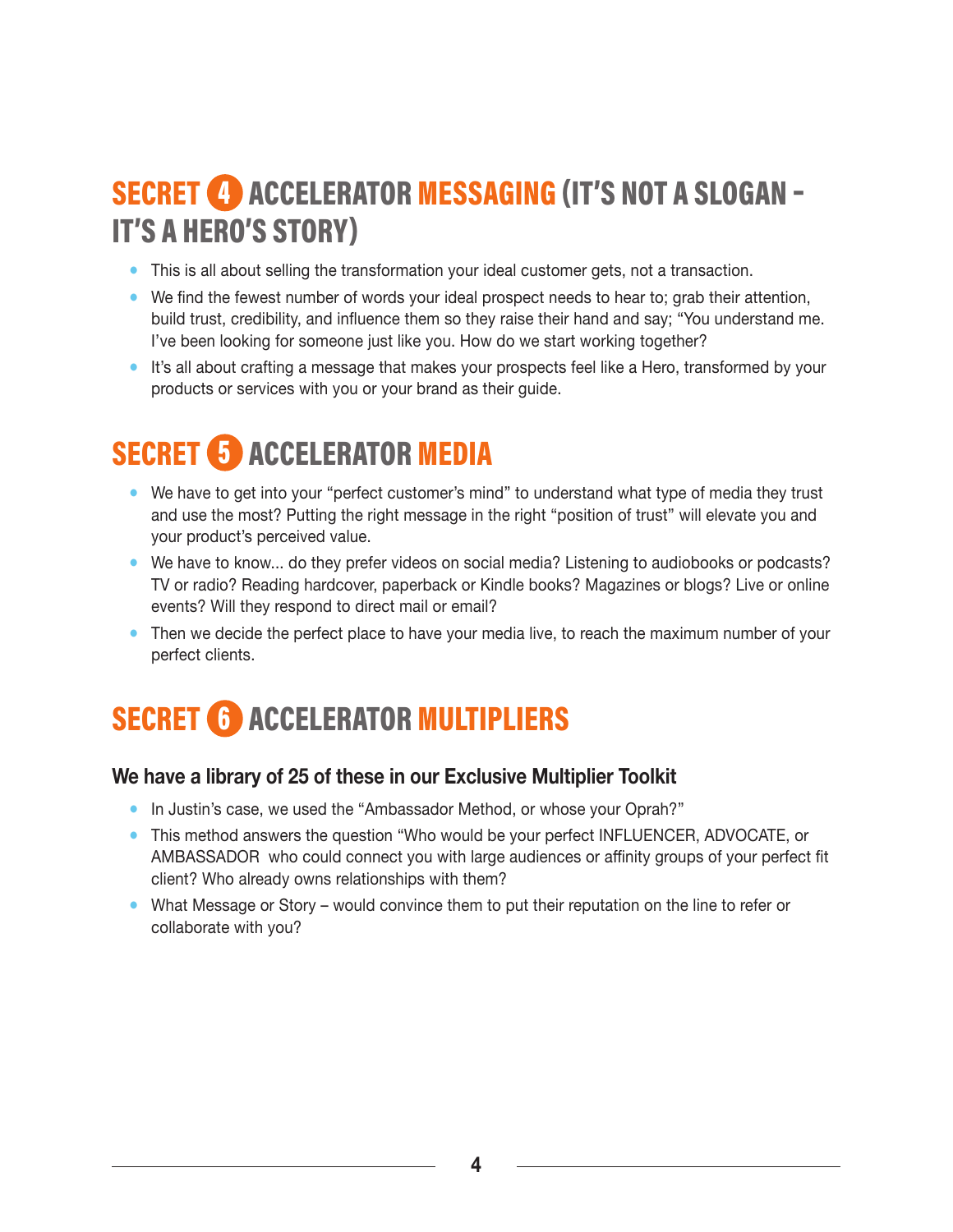## SECRET 4 ACCELERATOR MESSAGING (IT'S NOT A SLOGAN - IT'S A HERO'S STORY)

- This is all about selling the transformation your ideal customer gets, not a transaction.
- We find the fewest number of words your ideal prospect needs to hear to; grab their attention, build trust, credibility, and influence them so they raise their hand and say; "You understand me. I've been looking for someone just like you. How do we start working together?
- It's all about crafting a message that makes your prospects feel like a Hero, transformed by your products or services with you or your brand as their guide.

## SECRET 5 ACCELERATOR MEDIA

- We have to get into your "perfect customer's mind" to understand what type of media they trust and use the most? Putting the right message in the right "position of trust" will elevate you and your product's perceived value.
- We have to know... do they prefer videos on social media? Listening to audiobooks or podcasts? TV or radio? Reading hardcover, paperback or Kindle books? Magazines or blogs? Live or online events? Will they respond to direct mail or email?
- Then we decide the perfect place to have your media live, to reach the maximum number of your perfect clients.

## SECRET 6 ACCELERATOR MULTIPLIERS

### We have a library of 25 of these in our Exclusive Multiplier Toolkit

- In Justin's case, we used the "Ambassador Method, or whose your Oprah?"
- This method answers the question "Who would be your perfect INFLUENCER, ADVOCATE, or AMBASSADOR who could connect you with large audiences or affinity groups of your perfect fit client? Who already owns relationships with them?
- What Message or Story – would convince them to put their reputation on the line to refer or collaborate with you?